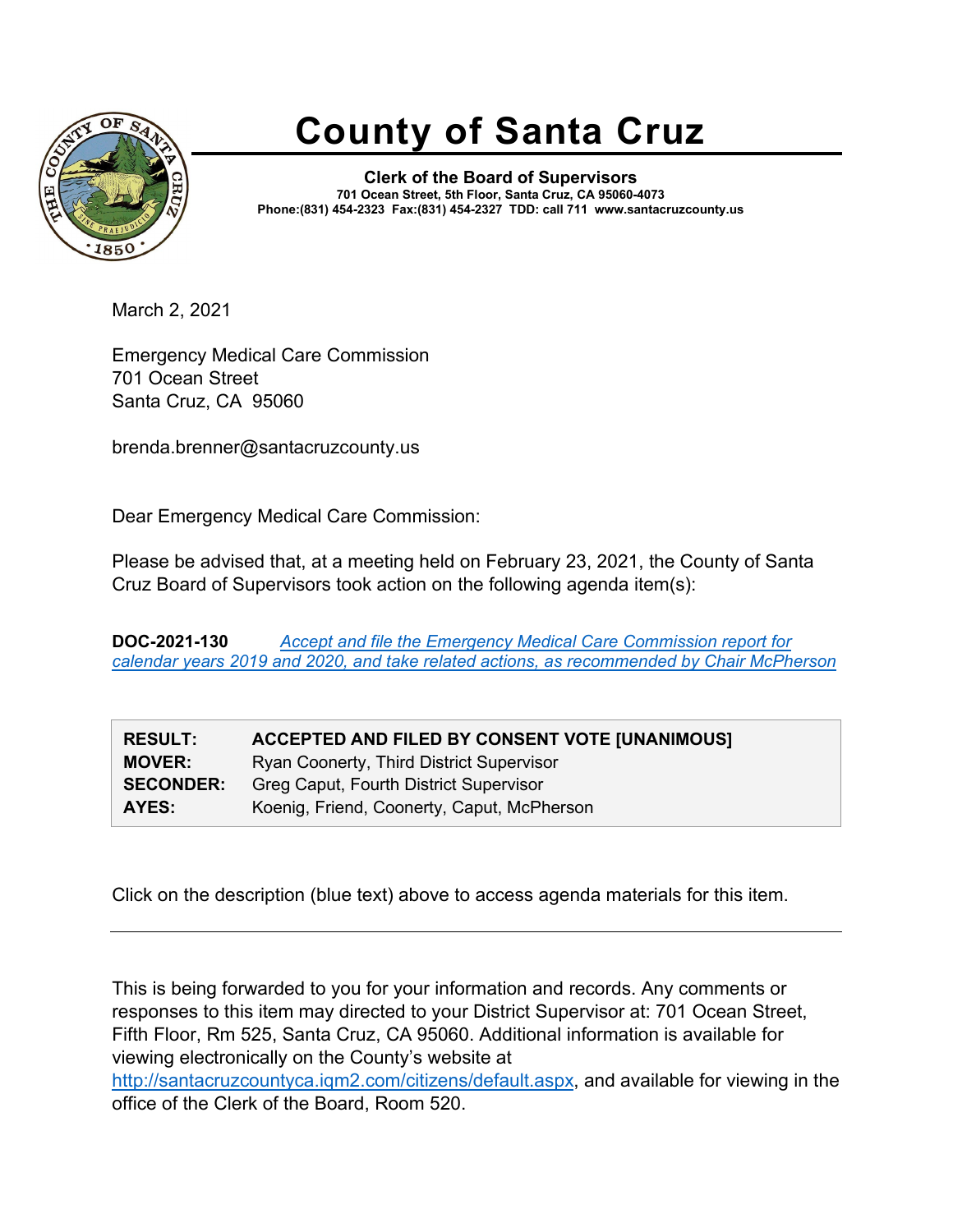# County of Santa Cruz

**Clerk of the Board of Supervisors**
**701 Ocean Street, 5th Floor, Santa Cruz, CA 95060-4073**
**Phone:(831) 454-2323 Fax:(831) 454-2327 TDD: call 711 www.santacruzcounty.us**

March 2, 2021

Emergency Medical Care Commission
701 Ocean Street
Santa Cruz, CA 95060

brenda.brenner@santacruzcounty.us

Dear Emergency Medical Care Commission:

Please be advised that, at a meeting held on February 23, 2021, the County of Santa Cruz Board of Supervisors took action on the following agenda item(s):

**DOC-2021-130** *Accept and file the Emergency Medical Care Commission report for calendar years 2019 and 2020, and take related actions, as recommended by Chair McPherson*

| | |
|---|---|
| **RESULT:** | **ACCEPTED AND FILED BY CONSENT VOTE [UNANIMOUS]** |
| **MOVER:** | Ryan Coonerty, Third District Supervisor |
| **SECONDER:** | Greg Caput, Fourth District Supervisor |
| **AYES:** | Koenig, Friend, Coonerty, Caput, McPherson |

Click on the description (blue text) above to access agenda materials for this item.

---

This is being forwarded to you for your information and records. Any comments or responses to this item may directed to your District Supervisor at: 701 Ocean Street, Fifth Floor, Rm 525, Santa Cruz, CA 95060. Additional information is available for viewing electronically on the County's website at http://santacruzcountyca.iqm2.com/citizens/default.aspx, and available for viewing in the office of the Clerk of the Board, Room 520.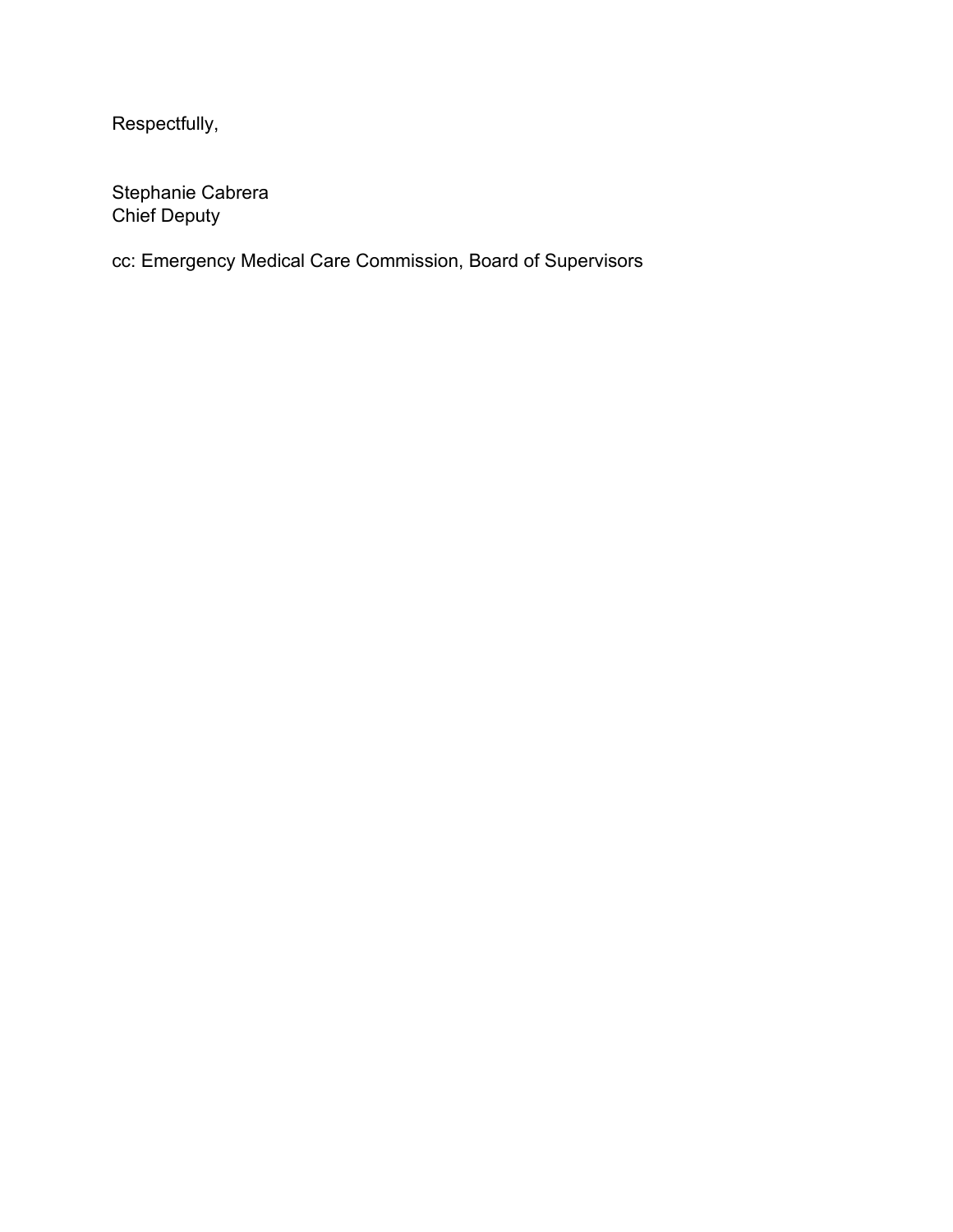Respectfully,

Stephanie Cabrera
Chief Deputy

cc: Emergency Medical Care Commission, Board of Supervisors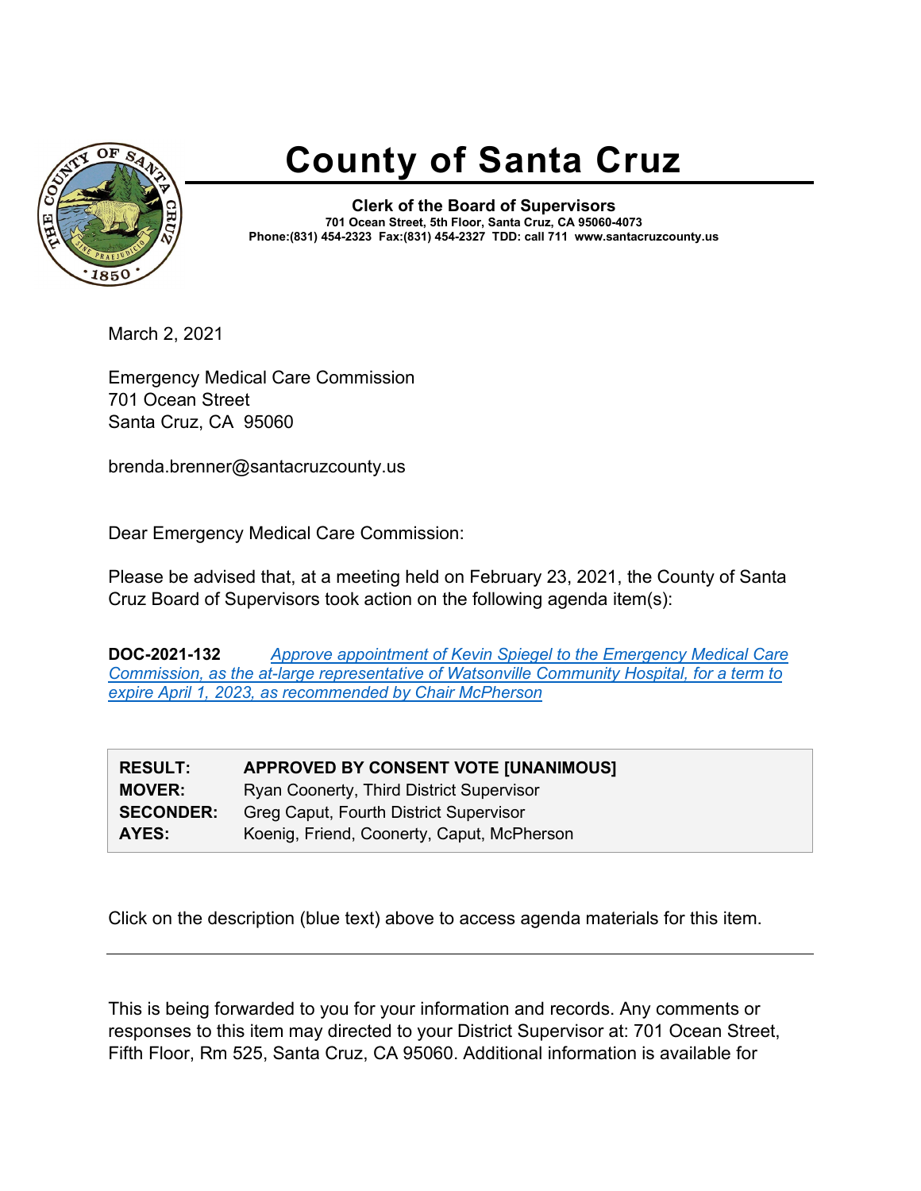# County of Santa Cruz

**Clerk of the Board of Supervisors**
**701 Ocean Street, 5th Floor, Santa Cruz, CA 95060-4073**
**Phone:(831) 454-2323 Fax:(831) 454-2327 TDD: call 711 www.santacruzcounty.us**

March 2, 2021

Emergency Medical Care Commission
701 Ocean Street
Santa Cruz, CA 95060

brenda.brenner@santacruzcounty.us

Dear Emergency Medical Care Commission:

Please be advised that, at a meeting held on February 23, 2021, the County of Santa Cruz Board of Supervisors took action on the following agenda item(s):

**DOC-2021-132** *Approve appointment of Kevin Spiegel to the Emergency Medical Care Commission, as the at-large representative of Watsonville Community Hospital, for a term to expire April 1, 2023, as recommended by Chair McPherson*

| | |
|---|---|
| **RESULT:** | **APPROVED BY CONSENT VOTE [UNANIMOUS]** |
| **MOVER:** | Ryan Coonerty, Third District Supervisor |
| **SECONDER:** | Greg Caput, Fourth District Supervisor |
| **AYES:** | Koenig, Friend, Coonerty, Caput, McPherson |

Click on the description (blue text) above to access agenda materials for this item.

---

This is being forwarded to you for your information and records. Any comments or responses to this item may directed to your District Supervisor at: 701 Ocean Street, Fifth Floor, Rm 525, Santa Cruz, CA 95060. Additional information is available for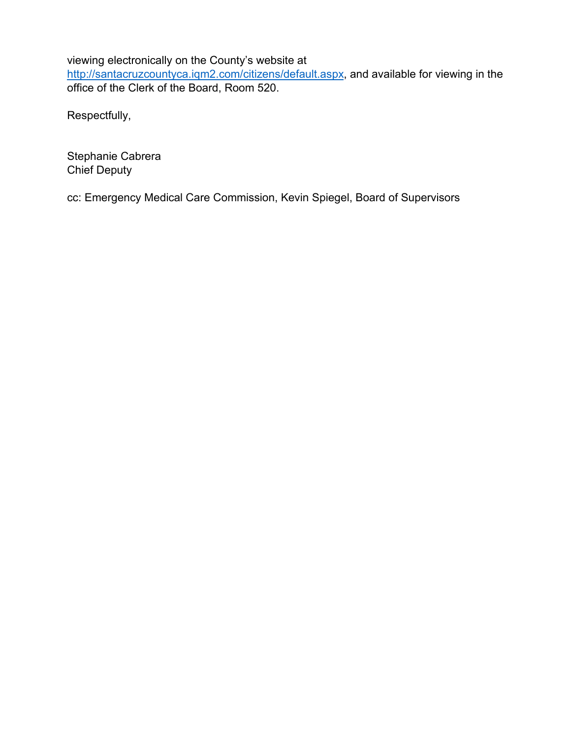viewing electronically on the County's website at http://santacruzcountyca.iqm2.com/citizens/default.aspx, and available for viewing in the office of the Clerk of the Board, Room 520.

Respectfully,

Stephanie Cabrera
Chief Deputy

cc: Emergency Medical Care Commission, Kevin Spiegel, Board of Supervisors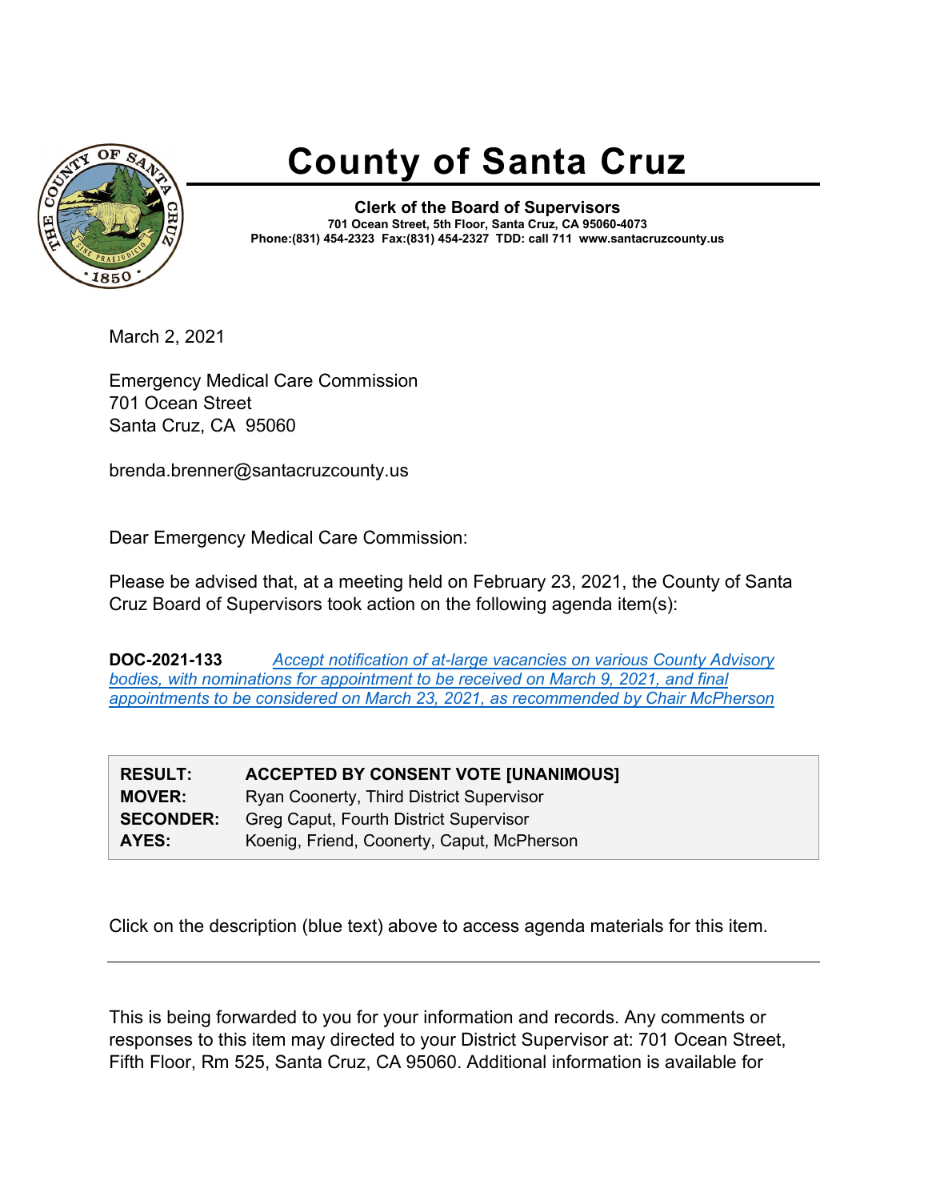# County of Santa Cruz

**Clerk of the Board of Supervisors**
**701 Ocean Street, 5th Floor, Santa Cruz, CA 95060-4073**
**Phone:(831) 454-2323 Fax:(831) 454-2327 TDD: call 711 www.santacruzcounty.us**

March 2, 2021

Emergency Medical Care Commission
701 Ocean Street
Santa Cruz, CA 95060

brenda.brenner@santacruzcounty.us

Dear Emergency Medical Care Commission:

Please be advised that, at a meeting held on February 23, 2021, the County of Santa Cruz Board of Supervisors took action on the following agenda item(s):

**DOC-2021-133** *Accept notification of at-large vacancies on various County Advisory bodies, with nominations for appointment to be received on March 9, 2021, and final appointments to be considered on March 23, 2021, as recommended by Chair McPherson*

| | |
|---|---|
| **RESULT:** | **ACCEPTED BY CONSENT VOTE [UNANIMOUS]** |
| **MOVER:** | Ryan Coonerty, Third District Supervisor |
| **SECONDER:** | Greg Caput, Fourth District Supervisor |
| **AYES:** | Koenig, Friend, Coonerty, Caput, McPherson |

Click on the description (blue text) above to access agenda materials for this item.

---

This is being forwarded to you for your information and records. Any comments or responses to this item may directed to your District Supervisor at: 701 Ocean Street, Fifth Floor, Rm 525, Santa Cruz, CA 95060. Additional information is available for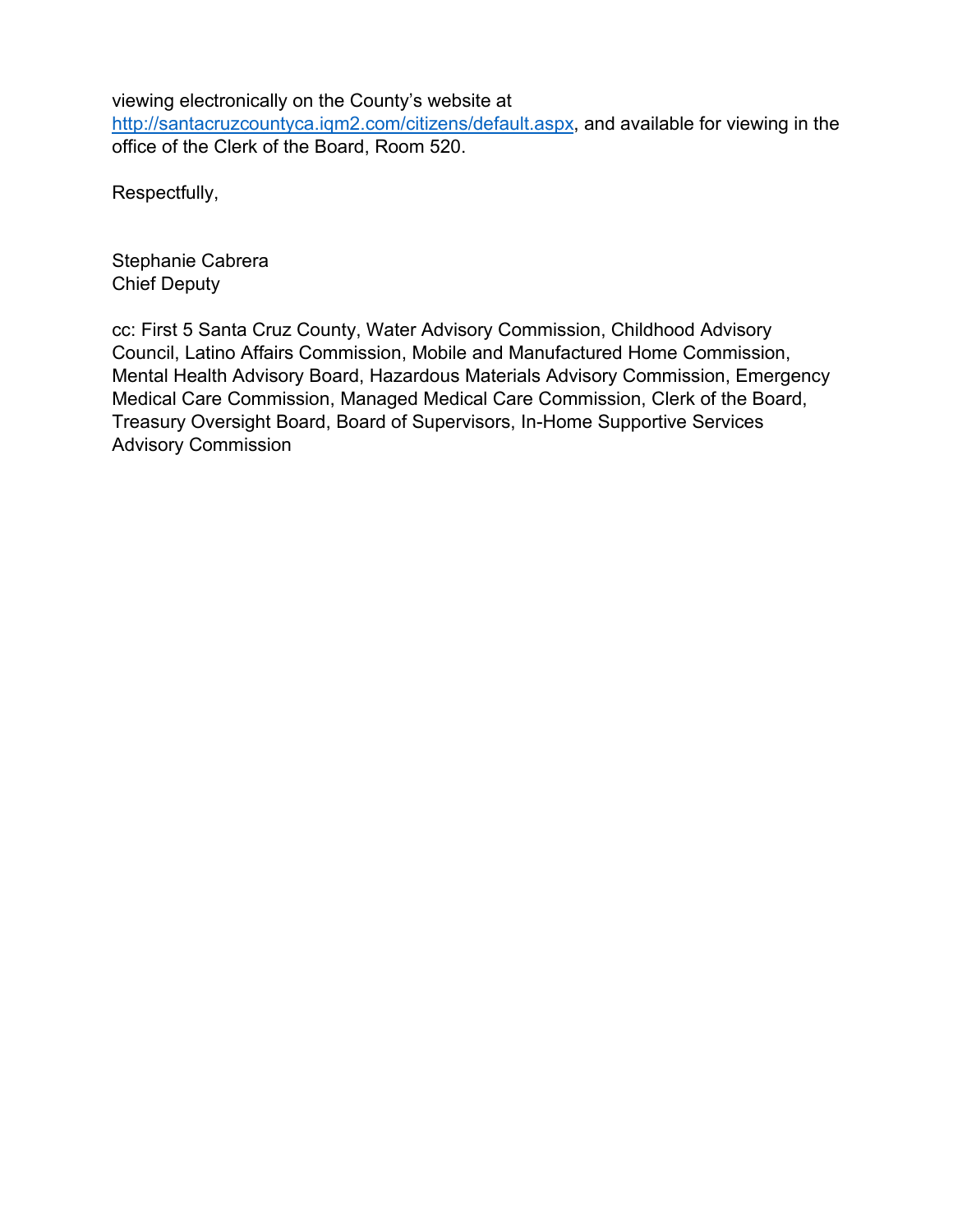viewing electronically on the County's website at http://santacruzcountyca.iqm2.com/citizens/default.aspx, and available for viewing in the office of the Clerk of the Board, Room 520.

Respectfully,

Stephanie Cabrera  
Chief Deputy

cc: First 5 Santa Cruz County, Water Advisory Commission, Childhood Advisory Council, Latino Affairs Commission, Mobile and Manufactured Home Commission, Mental Health Advisory Board, Hazardous Materials Advisory Commission, Emergency Medical Care Commission, Managed Medical Care Commission, Clerk of the Board, Treasury Oversight Board, Board of Supervisors, In-Home Supportive Services Advisory Commission